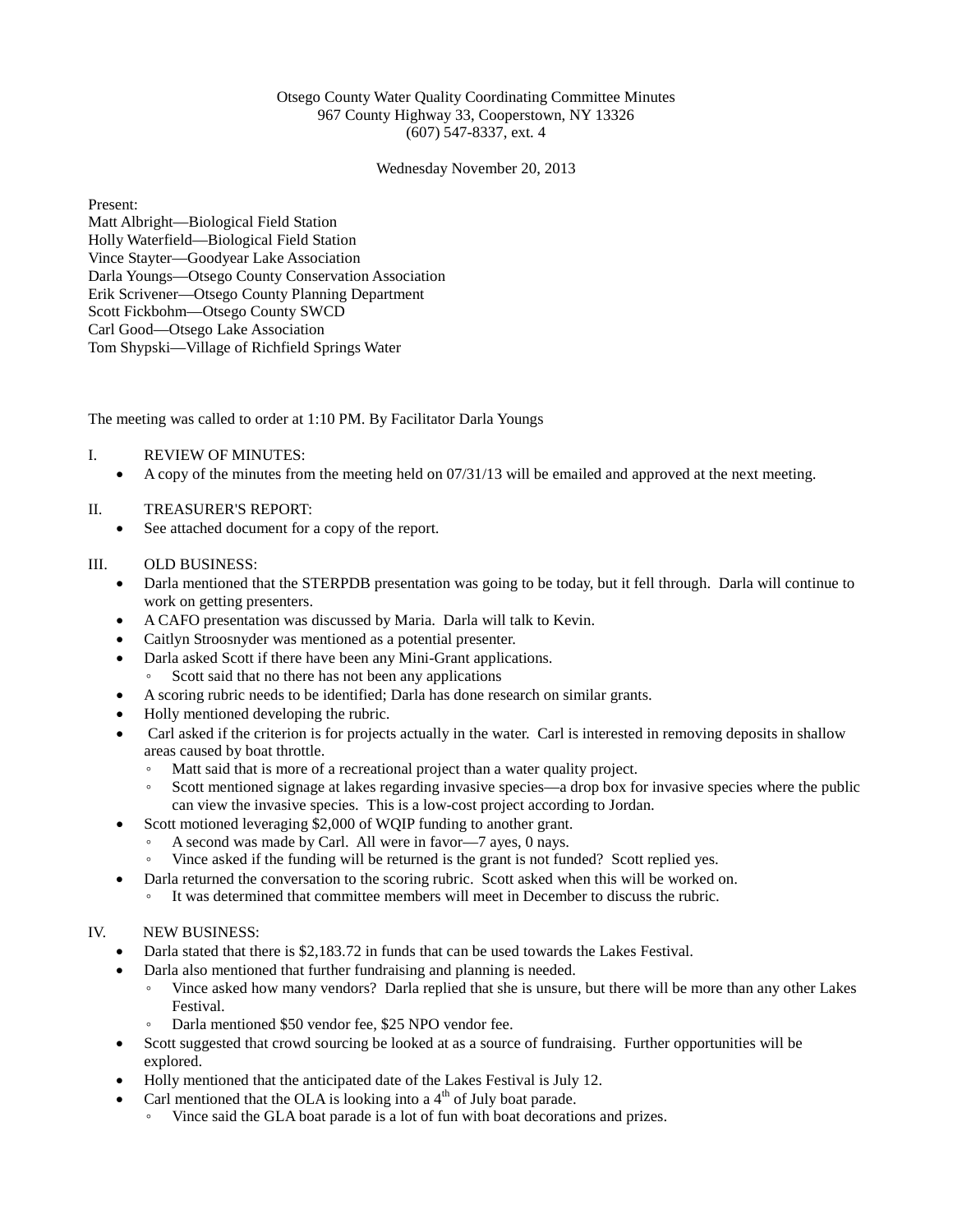Otsego County Water Quality Coordinating Committee Minutes
967 County Highway 33, Cooperstown, NY 13326
(607) 547-8337, ext. 4

Wednesday November 20, 2013

Present:
Matt Albright—Biological Field Station
Holly Waterfield—Biological Field Station
Vince Stayter—Goodyear Lake Association
Darla Youngs—Otsego County Conservation Association
Erik Scrivener—Otsego County Planning Department
Scott Fickbohm—Otsego County SWCD
Carl Good—Otsego Lake Association
Tom Shypski—Village of Richfield Springs Water

The meeting was called to order at 1:10 PM. By Facilitator Darla Youngs

I. REVIEW OF MINUTES:
- A copy of the minutes from the meeting held on 07/31/13 will be emailed and approved at the next meeting.

II. TREASURER'S REPORT:
- See attached document for a copy of the report.

III. OLD BUSINESS:
- Darla mentioned that the STERPDB presentation was going to be today, but it fell through. Darla will continue to work on getting presenters.
- A CAFO presentation was discussed by Maria. Darla will talk to Kevin.
- Caitlyn Stroosnyder was mentioned as a potential presenter.
- Darla asked Scott if there have been any Mini-Grant applications.
  - Scott said that no there has not been any applications
- A scoring rubric needs to be identified; Darla has done research on similar grants.
- Holly mentioned developing the rubric.
- Carl asked if the criterion is for projects actually in the water. Carl is interested in removing deposits in shallow areas caused by boat throttle.
  - Matt said that is more of a recreational project than a water quality project.
  - Scott mentioned signage at lakes regarding invasive species—a drop box for invasive species where the public can view the invasive species. This is a low-cost project according to Jordan.
- Scott motioned leveraging $2,000 of WQIP funding to another grant.
  - A second was made by Carl. All were in favor—7 ayes, 0 nays.
  - Vince asked if the funding will be returned is the grant is not funded? Scott replied yes.
- Darla returned the conversation to the scoring rubric. Scott asked when this will be worked on.
  - It was determined that committee members will meet in December to discuss the rubric.

IV. NEW BUSINESS:
- Darla stated that there is $2,183.72 in funds that can be used towards the Lakes Festival.
- Darla also mentioned that further fundraising and planning is needed.
  - Vince asked how many vendors? Darla replied that she is unsure, but there will be more than any other Lakes Festival.
  - Darla mentioned $50 vendor fee, $25 NPO vendor fee.
- Scott suggested that crowd sourcing be looked at as a source of fundraising. Further opportunities will be explored.
- Holly mentioned that the anticipated date of the Lakes Festival is July 12.
- Carl mentioned that the OLA is looking into a 4th of July boat parade.
  - Vince said the GLA boat parade is a lot of fun with boat decorations and prizes.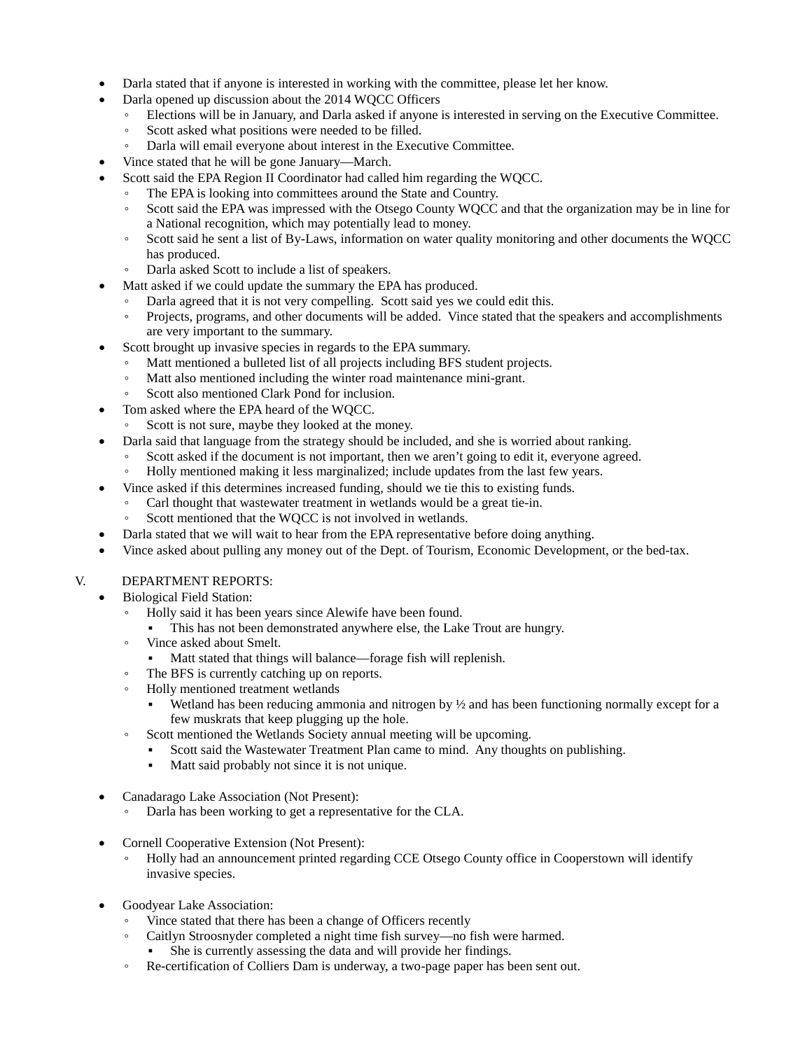- Darla stated that if anyone is interested in working with the committee, please let her know.
- Darla opened up discussion about the 2014 WQCC Officers
  - Elections will be in January, and Darla asked if anyone is interested in serving on the Executive Committee.
  - Scott asked what positions were needed to be filled.
  - Darla will email everyone about interest in the Executive Committee.
- Vince stated that he will be gone January—March.
- Scott said the EPA Region II Coordinator had called him regarding the WQCC.
  - The EPA is looking into committees around the State and Country.
  - Scott said the EPA was impressed with the Otsego County WQCC and that the organization may be in line for a National recognition, which may potentially lead to money.
  - Scott said he sent a list of By-Laws, information on water quality monitoring and other documents the WQCC has produced.
  - Darla asked Scott to include a list of speakers.
- Matt asked if we could update the summary the EPA has produced.
  - Darla agreed that it is not very compelling. Scott said yes we could edit this.
  - Projects, programs, and other documents will be added. Vince stated that the speakers and accomplishments are very important to the summary.
- Scott brought up invasive species in regards to the EPA summary.
  - Matt mentioned a bulleted list of all projects including BFS student projects.
  - Matt also mentioned including the winter road maintenance mini-grant.
  - Scott also mentioned Clark Pond for inclusion.
- Tom asked where the EPA heard of the WQCC.
  - Scott is not sure, maybe they looked at the money.
- Darla said that language from the strategy should be included, and she is worried about ranking.
  - Scott asked if the document is not important, then we aren't going to edit it, everyone agreed.
  - Holly mentioned making it less marginalized; include updates from the last few years.
- Vince asked if this determines increased funding, should we tie this to existing funds.
  - Carl thought that wastewater treatment in wetlands would be a great tie-in.
  - Scott mentioned that the WQCC is not involved in wetlands.
- Darla stated that we will wait to hear from the EPA representative before doing anything.
- Vince asked about pulling any money out of the Dept. of Tourism, Economic Development, or the bed-tax.

V. DEPARTMENT REPORTS:

- Biological Field Station:
  - Holly said it has been years since Alewife have been found.
    - This has not been demonstrated anywhere else, the Lake Trout are hungry.
  - Vince asked about Smelt.
    - Matt stated that things will balance—forage fish will replenish.
  - The BFS is currently catching up on reports.
  - Holly mentioned treatment wetlands
    - Wetland has been reducing ammonia and nitrogen by ½ and has been functioning normally except for a few muskrats that keep plugging up the hole.
  - Scott mentioned the Wetlands Society annual meeting will be upcoming.
    - Scott said the Wastewater Treatment Plan came to mind. Any thoughts on publishing.
    - Matt said probably not since it is not unique.

- Canadarago Lake Association (Not Present):
  - Darla has been working to get a representative for the CLA.

- Cornell Cooperative Extension (Not Present):
  - Holly had an announcement printed regarding CCE Otsego County office in Cooperstown will identify invasive species.

- Goodyear Lake Association:
  - Vince stated that there has been a change of Officers recently
  - Caitlyn Stroosnyder completed a night time fish survey—no fish were harmed.
    - She is currently assessing the data and will provide her findings.
  - Re-certification of Colliers Dam is underway, a two-page paper has been sent out.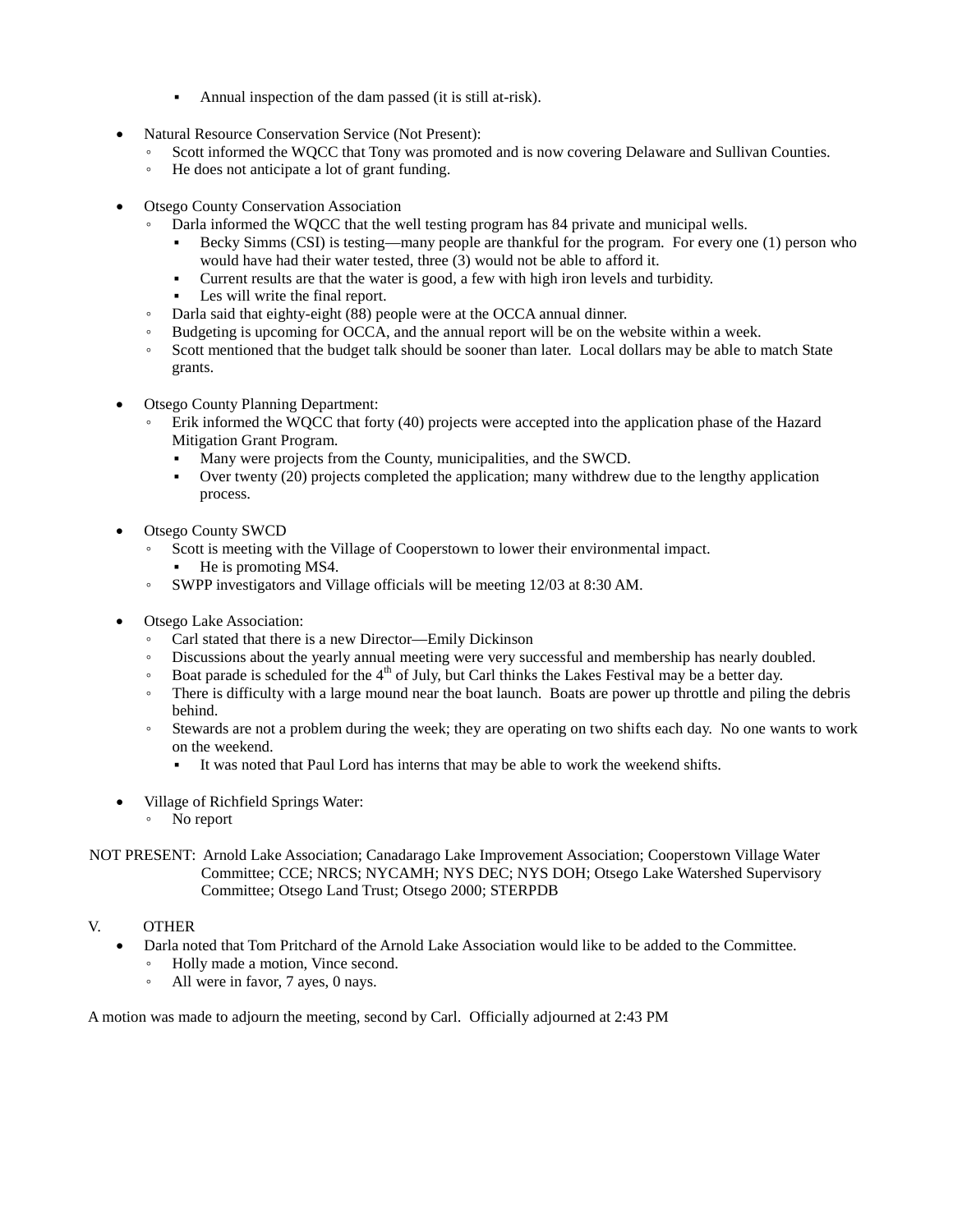- Annual inspection of the dam passed (it is still at-risk).

- Natural Resource Conservation Service (Not Present):
  - Scott informed the WQCC that Tony was promoted and is now covering Delaware and Sullivan Counties.
  - He does not anticipate a lot of grant funding.

- Otsego County Conservation Association
  - Darla informed the WQCC that the well testing program has 84 private and municipal wells.
    - Becky Simms (CSI) is testing—many people are thankful for the program. For every one (1) person who would have had their water tested, three (3) would not be able to afford it.
    - Current results are that the water is good, a few with high iron levels and turbidity.
    - Les will write the final report.
  - Darla said that eighty-eight (88) people were at the OCCA annual dinner.
  - Budgeting is upcoming for OCCA, and the annual report will be on the website within a week.
  - Scott mentioned that the budget talk should be sooner than later. Local dollars may be able to match State grants.

- Otsego County Planning Department:
  - Erik informed the WQCC that forty (40) projects were accepted into the application phase of the Hazard Mitigation Grant Program.
    - Many were projects from the County, municipalities, and the SWCD.
    - Over twenty (20) projects completed the application; many withdrew due to the lengthy application process.

- Otsego County SWCD
  - Scott is meeting with the Village of Cooperstown to lower their environmental impact.
    - He is promoting MS4.
  - SWPP investigators and Village officials will be meeting 12/03 at 8:30 AM.

- Otsego Lake Association:
  - Carl stated that there is a new Director—Emily Dickinson
  - Discussions about the yearly annual meeting were very successful and membership has nearly doubled.
  - Boat parade is scheduled for the 4th of July, but Carl thinks the Lakes Festival may be a better day.
  - There is difficulty with a large mound near the boat launch. Boats are power up throttle and piling the debris behind.
  - Stewards are not a problem during the week; they are operating on two shifts each day. No one wants to work on the weekend.
    - It was noted that Paul Lord has interns that may be able to work the weekend shifts.

- Village of Richfield Springs Water:
  - No report

NOT PRESENT: Arnold Lake Association; Canadarago Lake Improvement Association; Cooperstown Village Water Committee; CCE; NRCS; NYCAMH; NYS DEC; NYS DOH; Otsego Lake Watershed Supervisory Committee; Otsego Land Trust; Otsego 2000; STERPDB

## V. OTHER

- Darla noted that Tom Pritchard of the Arnold Lake Association would like to be added to the Committee.
  - Holly made a motion, Vince second.
  - All were in favor, 7 ayes, 0 nays.

A motion was made to adjourn the meeting, second by Carl. Officially adjourned at 2:43 PM